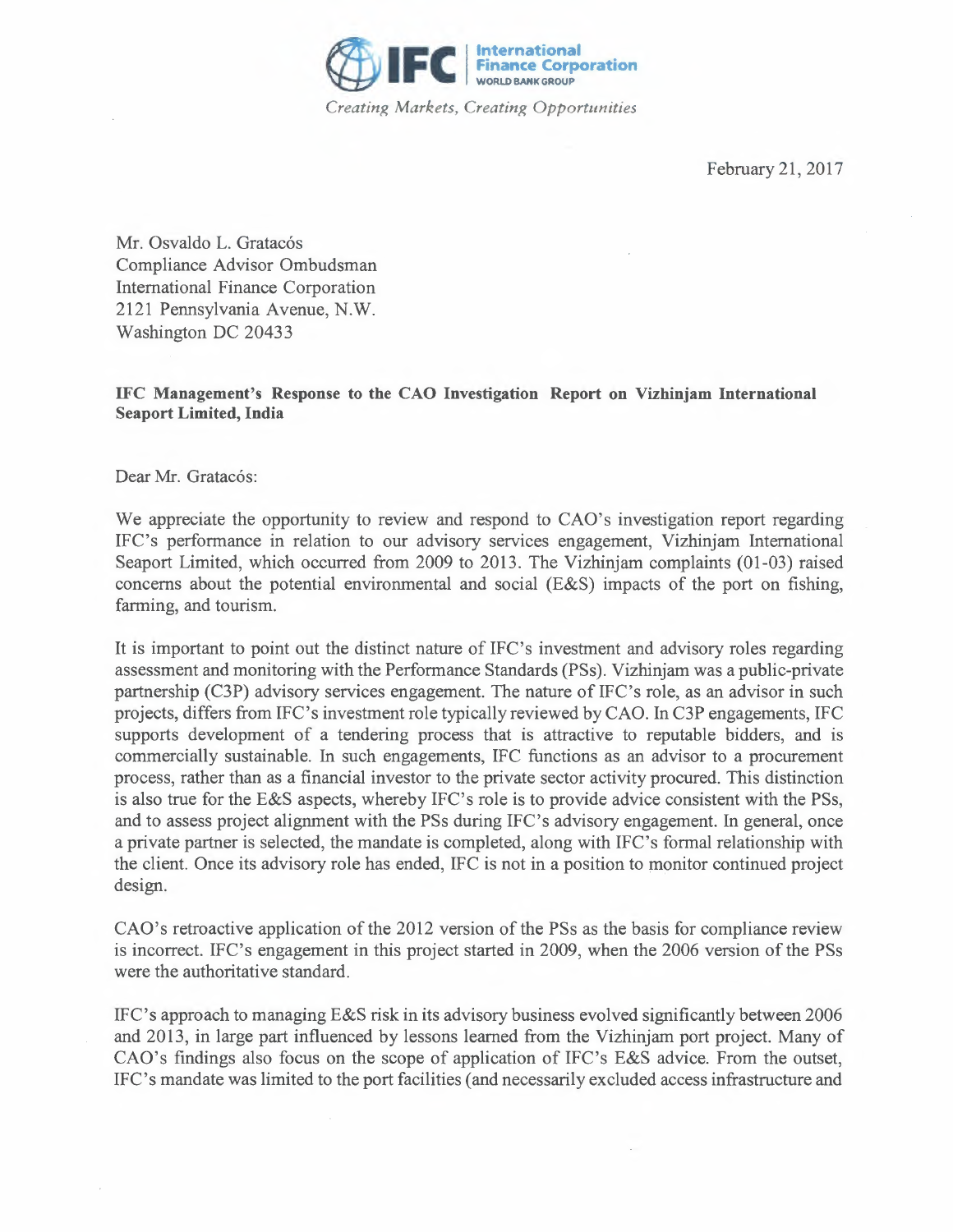International Finance Corporation
WORLD BANK GROUP

*Creating Markets, Creating Opportunities*

February 21, 2017

Mr. Osvaldo L. Gratacós
Compliance Advisor Ombudsman
International Finance Corporation
2121 Pennsylvania Avenue, N.W.
Washington DC 20433

**IFC Management's Response to the CAO Investigation Report on Vizhinjam International Seaport Limited, India**

Dear Mr. Gratacós:

We appreciate the opportunity to review and respond to CAO's investigation report regarding IFC's performance in relation to our advisory services engagement, Vizhinjam International Seaport Limited, which occurred from 2009 to 2013. The Vizhinjam complaints (01-03) raised concerns about the potential environmental and social (E&S) impacts of the port on fishing, farming, and tourism.

It is important to point out the distinct nature of IFC's investment and advisory roles regarding assessment and monitoring with the Performance Standards (PSs). Vizhinjam was a public-private partnership (C3P) advisory services engagement. The nature of IFC's role, as an advisor in such projects, differs from IFC's investment role typically reviewed by CAO. In C3P engagements, IFC supports development of a tendering process that is attractive to reputable bidders, and is commercially sustainable. In such engagements, IFC functions as an advisor to a procurement process, rather than as a financial investor to the private sector activity procured. This distinction is also true for the E&S aspects, whereby IFC's role is to provide advice consistent with the PSs, and to assess project alignment with the PSs during IFC's advisory engagement. In general, once a private partner is selected, the mandate is completed, along with IFC's formal relationship with the client. Once its advisory role has ended, IFC is not in a position to monitor continued project design.

CAO's retroactive application of the 2012 version of the PSs as the basis for compliance review is incorrect. IFC's engagement in this project started in 2009, when the 2006 version of the PSs were the authoritative standard.

IFC's approach to managing E&S risk in its advisory business evolved significantly between 2006 and 2013, in large part influenced by lessons learned from the Vizhinjam port project. Many of CAO's findings also focus on the scope of application of IFC's E&S advice. From the outset, IFC's mandate was limited to the port facilities (and necessarily excluded access infrastructure and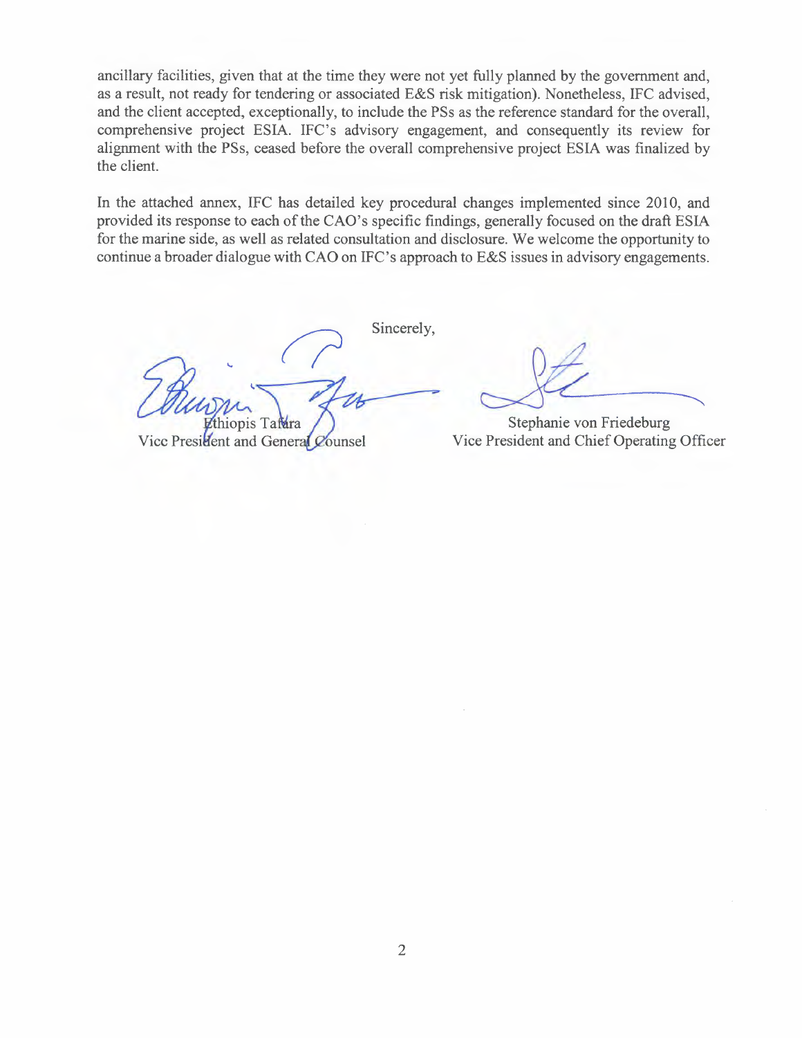ancillary facilities, given that at the time they were not yet fully planned by the government and, as a result, not ready for tendering or associated E&S risk mitigation). Nonetheless, IFC advised, and the client accepted, exceptionally, to include the PSs as the reference standard for the overall, comprehensive project ESIA. IFC's advisory engagement, and consequently its review for alignment with the PSs, ceased before the overall comprehensive project ESIA was finalized by the client.

In the attached annex, IFC has detailed key procedural changes implemented since 2010, and provided its response to each of the CAO's specific findings, generally focused on the draft ESIA for the marine side, as well as related consultation and disclosure. We welcome the opportunity to continue a broader dialogue with CAO on IFC's approach to E&S issues in advisory engagements.

Sincerely,

Ethiopis Tafara
Vice President and General Counsel

Stephanie von Friedeburg
Vice President and Chief Operating Officer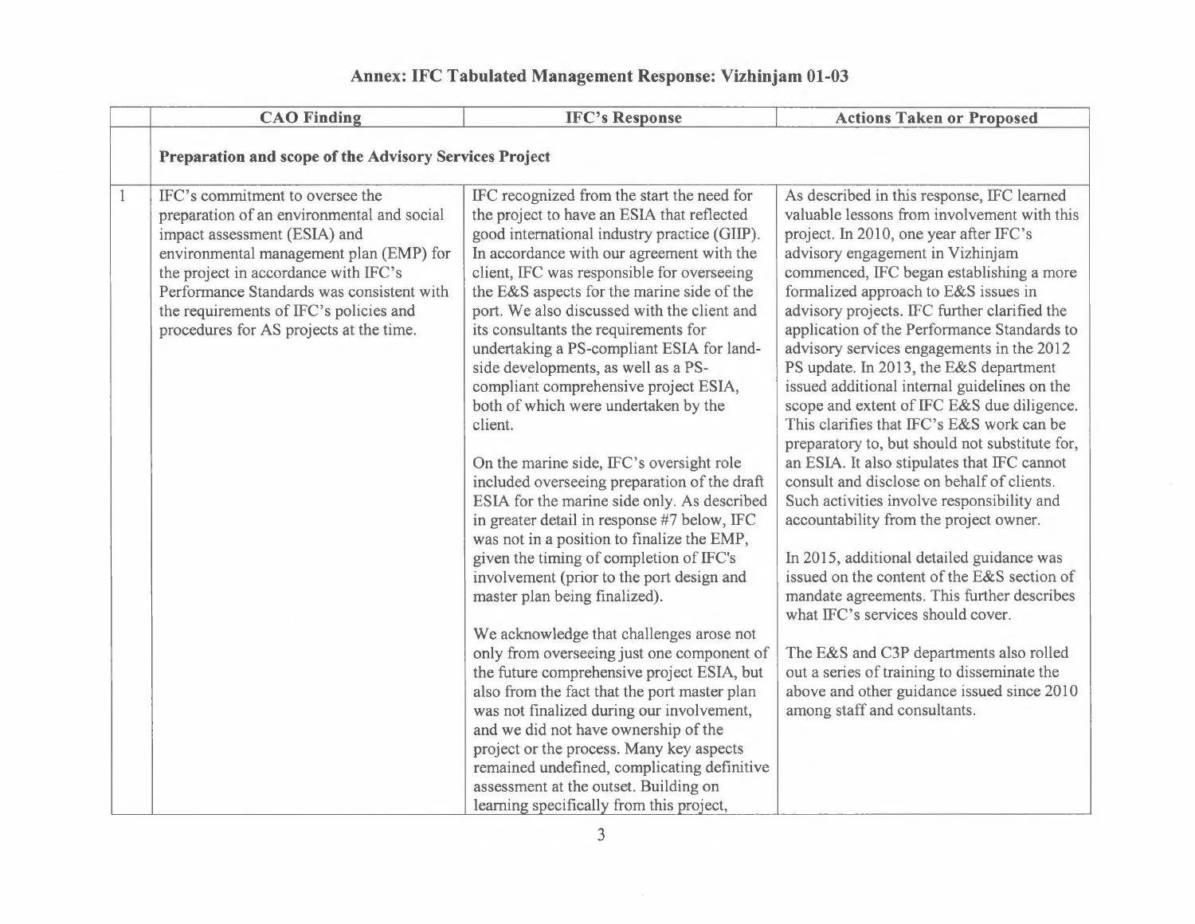# Annex: IFC Tabulated Management Response: Vizhinjam 01-03

| | CAO Finding | IFC's Response | Actions Taken or Proposed |
|---|---|---|---|
| | **Preparation and scope of the Advisory Services Project** | | |
| 1 | IFC's commitment to oversee the preparation of an environmental and social impact assessment (ESIA) and environmental management plan (EMP) for the project in accordance with IFC's Performance Standards was consistent with the requirements of IFC's policies and procedures for AS projects at the time. | IFC recognized from the start the need for the project to have an ESIA that reflected good international industry practice (GIIP). In accordance with our agreement with the client, IFC was responsible for overseeing the E&S aspects for the marine side of the port. We also discussed with the client and its consultants the requirements for undertaking a PS-compliant ESIA for land-side developments, as well as a PS-compliant comprehensive project ESIA, both of which were undertaken by the client.<br><br>On the marine side, IFC's oversight role included overseeing preparation of the draft ESIA for the marine side only. As described in greater detail in response #7 below, IFC was not in a position to finalize the EMP, given the timing of completion of IFC's involvement (prior to the port design and master plan being finalized).<br><br>We acknowledge that challenges arose not only from overseeing just one component of the future comprehensive project ESIA, but also from the fact that the port master plan was not finalized during our involvement, and we did not have ownership of the project or the process. Many key aspects remained undefined, complicating definitive assessment at the outset. Building on learning specifically from this project, | As described in this response, IFC learned valuable lessons from involvement with this project. In 2010, one year after IFC's advisory engagement in Vizhinjam commenced, IFC began establishing a more formalized approach to E&S issues in advisory projects. IFC further clarified the application of the Performance Standards to advisory services engagements in the 2012 PS update. In 2013, the E&S department issued additional internal guidelines on the scope and extent of IFC E&S due diligence. This clarifies that IFC's E&S work can be preparatory to, but should not substitute for, an ESIA. It also stipulates that IFC cannot consult and disclose on behalf of clients. Such activities involve responsibility and accountability from the project owner.<br><br>In 2015, additional detailed guidance was issued on the content of the E&S section of mandate agreements. This further describes what IFC's services should cover.<br><br>The E&S and C3P departments also rolled out a series of training to disseminate the above and other guidance issued since 2010 among staff and consultants. |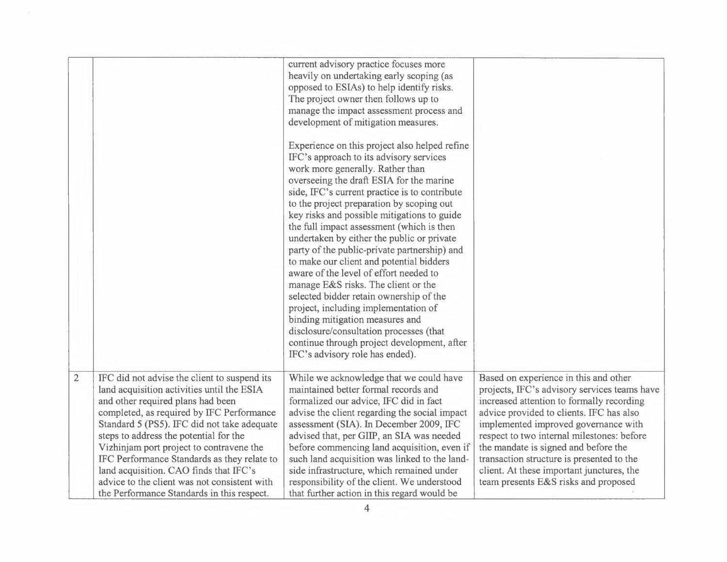| | | | |
|---|---|---|---|
| | | current advisory practice focuses more heavily on undertaking early scoping (as opposed to ESIAs) to help identify risks. The project owner then follows up to manage the impact assessment process and development of mitigation measures.<br><br>Experience on this project also helped refine IFC's approach to its advisory services work more generally. Rather than overseeing the draft ESIA for the marine side, IFC's current practice is to contribute to the project preparation by scoping out key risks and possible mitigations to guide the full impact assessment (which is then undertaken by either the public or private party of the public-private partnership) and to make our client and potential bidders aware of the level of effort needed to manage E&S risks. The client or the selected bidder retain ownership of the project, including implementation of binding mitigation measures and disclosure/consultation processes (that continue through project development, after IFC's advisory role has ended). | |
| 2 | IFC did not advise the client to suspend its land acquisition activities until the ESIA and other required plans had been completed, as required by IFC Performance Standard 5 (PS5). IFC did not take adequate steps to address the potential for the Vizhinjam port project to contravene the IFC Performance Standards as they relate to land acquisition. CAO finds that IFC's advice to the client was not consistent with the Performance Standards in this respect. | While we acknowledge that we could have maintained better formal records and formalized our advice, IFC did in fact advise the client regarding the social impact assessment (SIA). In December 2009, IFC advised that, per GIIP, an SIA was needed before commencing land acquisition, even if such land acquisition was linked to the land-side infrastructure, which remained under responsibility of the client. We understood that further action in this regard would be | Based on experience in this and other projects, IFC's advisory services teams have increased attention to formally recording advice provided to clients. IFC has also implemented improved governance with respect to two internal milestones: before the mandate is signed and before the transaction structure is presented to the client. At these important junctures, the team presents E&S risks and proposed |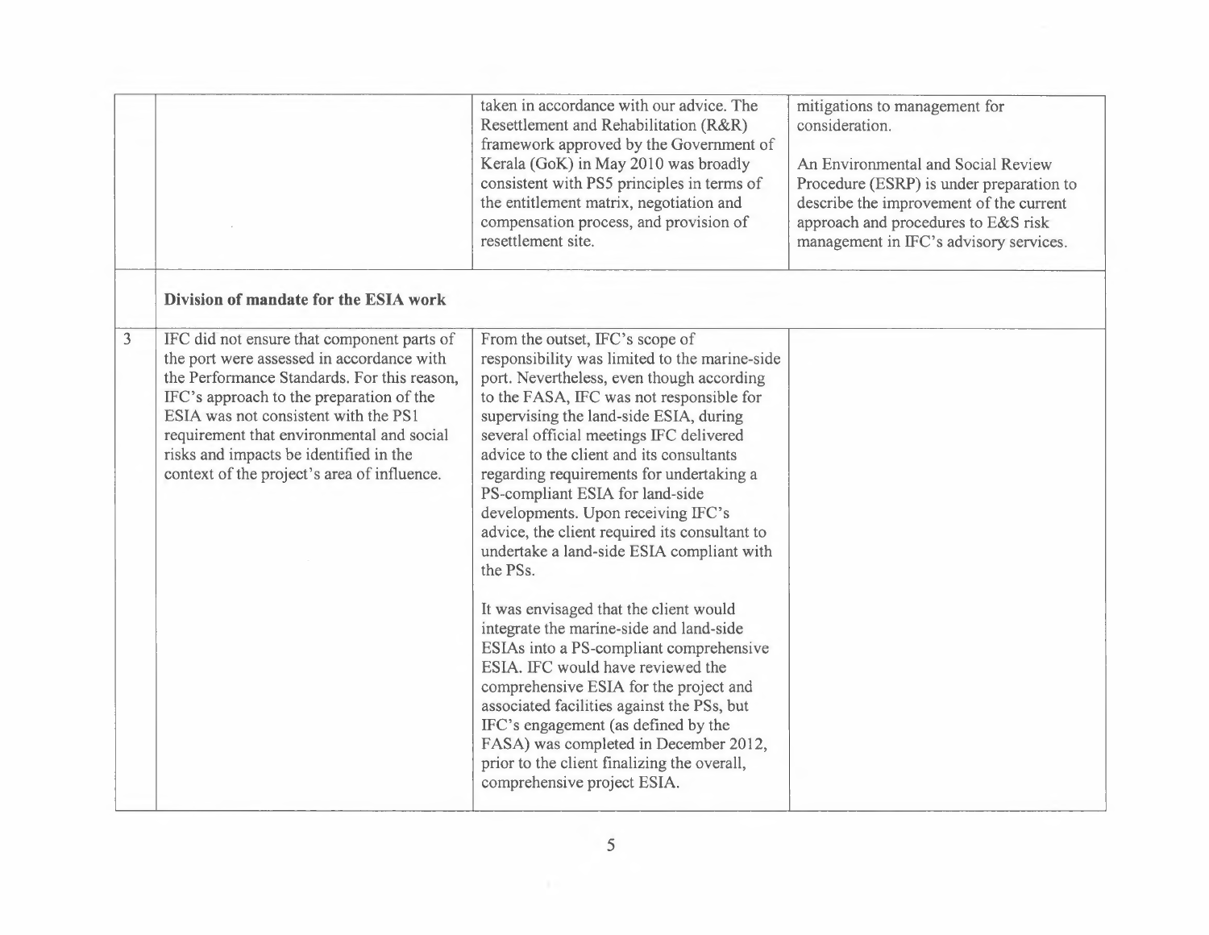| | | | |
|---|---|---|---|
| | | taken in accordance with our advice. The Resettlement and Rehabilitation (R&R) framework approved by the Government of Kerala (GoK) in May 2010 was broadly consistent with PS5 principles in terms of the entitlement matrix, negotiation and compensation process, and provision of resettlement site. | mitigations to management for consideration.<br><br>An Environmental and Social Review Procedure (ESRP) is under preparation to describe the improvement of the current approach and procedures to E&S risk management in IFC's advisory services. |
| | **Division of mandate for the ESIA work** | | |
| 3 | IFC did not ensure that component parts of the port were assessed in accordance with the Performance Standards. For this reason, IFC's approach to the preparation of the ESIA was not consistent with the PS1 requirement that environmental and social risks and impacts be identified in the context of the project's area of influence. | From the outset, IFC's scope of responsibility was limited to the marine-side port. Nevertheless, even though according to the FASA, IFC was not responsible for supervising the land-side ESIA, during several official meetings IFC delivered advice to the client and its consultants regarding requirements for undertaking a PS-compliant ESIA for land-side developments. Upon receiving IFC's advice, the client required its consultant to undertake a land-side ESIA compliant with the PSs.<br><br>It was envisaged that the client would integrate the marine-side and land-side ESIAs into a PS-compliant comprehensive ESIA. IFC would have reviewed the comprehensive ESIA for the project and associated facilities against the PSs, but IFC's engagement (as defined by the FASA) was completed in December 2012, prior to the client finalizing the overall, comprehensive project ESIA. | |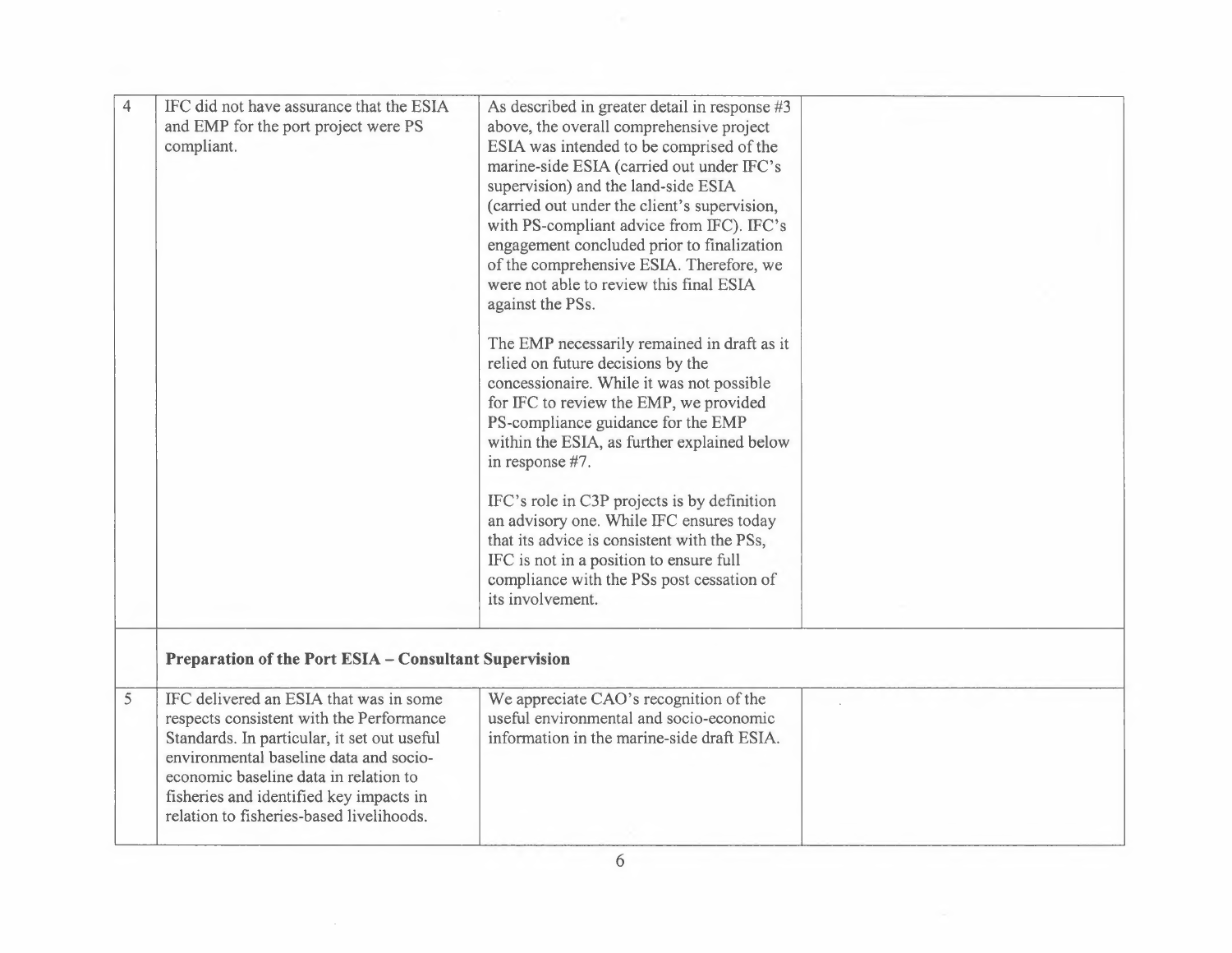| | | | |
|---|---|---|---|
| 4 | IFC did not have assurance that the ESIA and EMP for the port project were PS compliant. | As described in greater detail in response #3 above, the overall comprehensive project ESIA was intended to be comprised of the marine-side ESIA (carried out under IFC's supervision) and the land-side ESIA (carried out under the client's supervision, with PS-compliant advice from IFC). IFC's engagement concluded prior to finalization of the comprehensive ESIA. Therefore, we were not able to review this final ESIA against the PSs.<br><br>The EMP necessarily remained in draft as it relied on future decisions by the concessionaire. While it was not possible for IFC to review the EMP, we provided PS-compliance guidance for the EMP within the ESIA, as further explained below in response #7.<br><br>IFC's role in C3P projects is by definition an advisory one. While IFC ensures today that its advice is consistent with the PSs, IFC is not in a position to ensure full compliance with the PSs post cessation of its involvement. | |
| | **Preparation of the Port ESIA – Consultant Supervision** | | |
| 5 | IFC delivered an ESIA that was in some respects consistent with the Performance Standards. In particular, it set out useful environmental baseline data and socio-economic baseline data in relation to fisheries and identified key impacts in relation to fisheries-based livelihoods. | We appreciate CAO's recognition of the useful environmental and socio-economic information in the marine-side draft ESIA. | |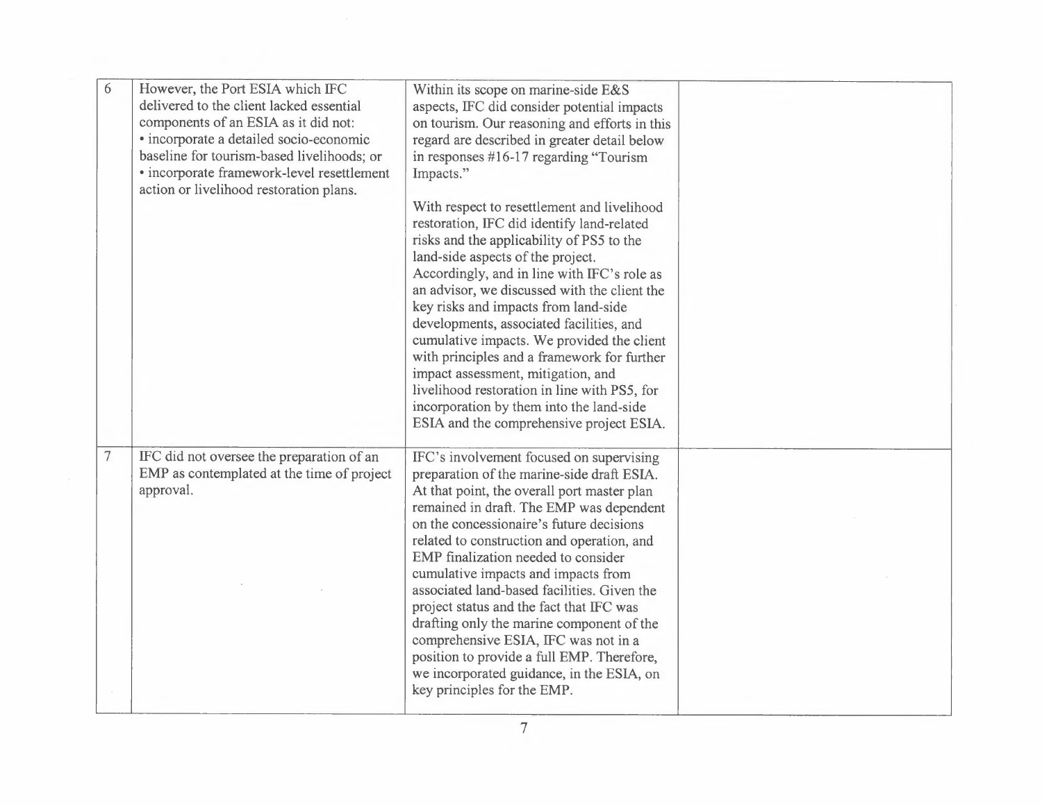| | | | |
|---|---|---|---|
| 6 | However, the Port ESIA which IFC delivered to the client lacked essential components of an ESIA as it did not:<br>• incorporate a detailed socio-economic baseline for tourism-based livelihoods; or<br>• incorporate framework-level resettlement action or livelihood restoration plans. | Within its scope on marine-side E&S aspects, IFC did consider potential impacts on tourism. Our reasoning and efforts in this regard are described in greater detail below in responses #16-17 regarding "Tourism Impacts."<br><br>With respect to resettlement and livelihood restoration, IFC did identify land-related risks and the applicability of PS5 to the land-side aspects of the project. Accordingly, and in line with IFC's role as an advisor, we discussed with the client the key risks and impacts from land-side developments, associated facilities, and cumulative impacts. We provided the client with principles and a framework for further impact assessment, mitigation, and livelihood restoration in line with PS5, for incorporation by them into the land-side ESIA and the comprehensive project ESIA. | |
| 7 | IFC did not oversee the preparation of an EMP as contemplated at the time of project approval. | IFC's involvement focused on supervising preparation of the marine-side draft ESIA. At that point, the overall port master plan remained in draft. The EMP was dependent on the concessionaire's future decisions related to construction and operation, and EMP finalization needed to consider cumulative impacts and impacts from associated land-based facilities. Given the project status and the fact that IFC was drafting only the marine component of the comprehensive ESIA, IFC was not in a position to provide a full EMP. Therefore, we incorporated guidance, in the ESIA, on key principles for the EMP. | |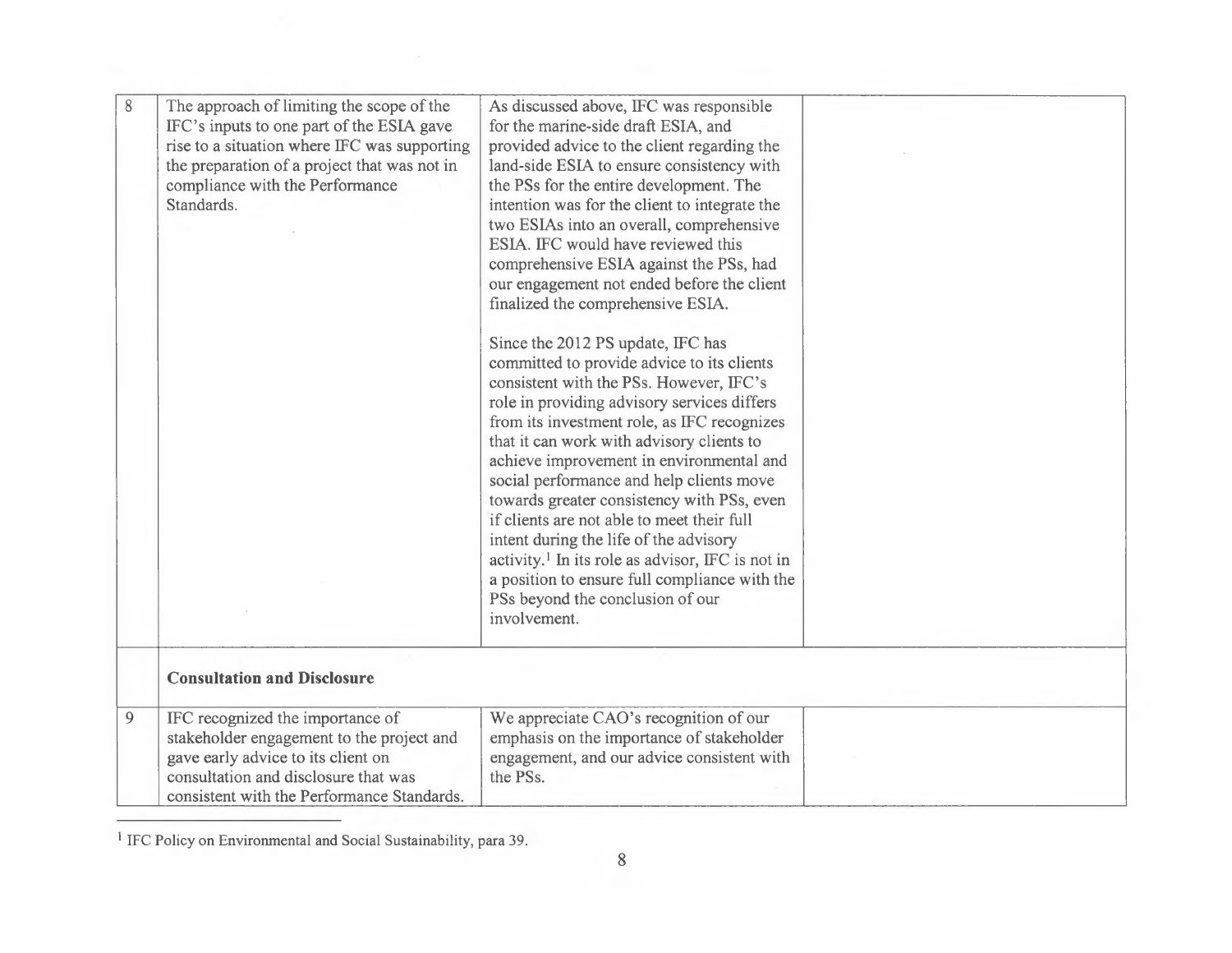| | | | |
|---|---|---|---|
| 8 | The approach of limiting the scope of the IFC's inputs to one part of the ESIA gave rise to a situation where IFC was supporting the preparation of a project that was not in compliance with the Performance Standards. | As discussed above, IFC was responsible for the marine-side draft ESIA, and provided advice to the client regarding the land-side ESIA to ensure consistency with the PSs for the entire development. The intention was for the client to integrate the two ESIAs into an overall, comprehensive ESIA. IFC would have reviewed this comprehensive ESIA against the PSs, had our engagement not ended before the client finalized the comprehensive ESIA.<br><br>Since the 2012 PS update, IFC has committed to provide advice to its clients consistent with the PSs. However, IFC's role in providing advisory services differs from its investment role, as IFC recognizes that it can work with advisory clients to achieve improvement in environmental and social performance and help clients move towards greater consistency with PSs, even if clients are not able to meet their full intent during the life of the advisory activity.[1] In its role as advisor, IFC is not in a position to ensure full compliance with the PSs beyond the conclusion of our involvement. | |
| | **Consultation and Disclosure** | | |
| 9 | IFC recognized the importance of stakeholder engagement to the project and gave early advice to its client on consultation and disclosure that was consistent with the Performance Standards. | We appreciate CAO's recognition of our emphasis on the importance of stakeholder engagement, and our advice consistent with the PSs. | |

[1] IFC Policy on Environmental and Social Sustainability, para 39.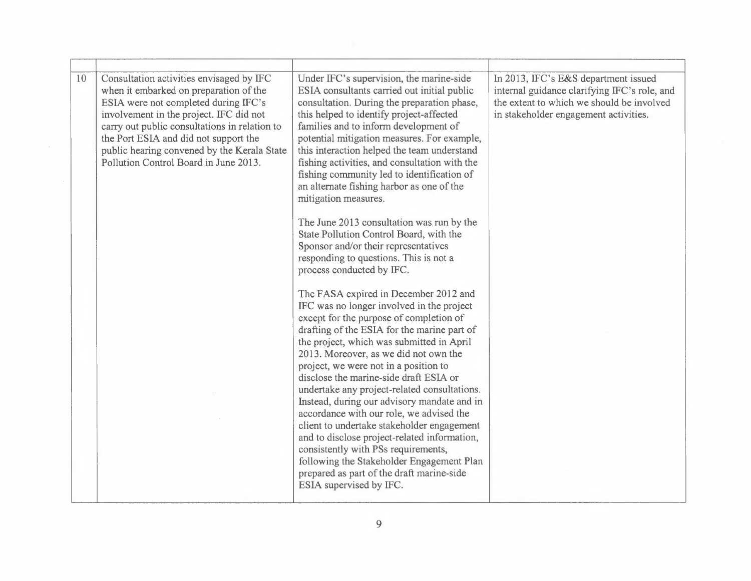| | | | |
|---|---|---|---|
| 10 | Consultation activities envisaged by IFC when it embarked on preparation of the ESIA were not completed during IFC's involvement in the project. IFC did not carry out public consultations in relation to the Port ESIA and did not support the public hearing convened by the Kerala State Pollution Control Board in June 2013. | Under IFC's supervision, the marine-side ESIA consultants carried out initial public consultation. During the preparation phase, this helped to identify project-affected families and to inform development of potential mitigation measures. For example, this interaction helped the team understand fishing activities, and consultation with the fishing community led to identification of an alternate fishing harbor as one of the mitigation measures.<br><br>The June 2013 consultation was run by the State Pollution Control Board, with the Sponsor and/or their representatives responding to questions. This is not a process conducted by IFC.<br><br>The FASA expired in December 2012 and IFC was no longer involved in the project except for the purpose of completion of drafting of the ESIA for the marine part of the project, which was submitted in April 2013. Moreover, as we did not own the project, we were not in a position to disclose the marine-side draft ESIA or undertake any project-related consultations. Instead, during our advisory mandate and in accordance with our role, we advised the client to undertake stakeholder engagement and to disclose project-related information, consistently with PSs requirements, following the Stakeholder Engagement Plan prepared as part of the draft marine-side ESIA supervised by IFC. | In 2013, IFC's E&S department issued internal guidance clarifying IFC's role, and the extent to which we should be involved in stakeholder engagement activities. |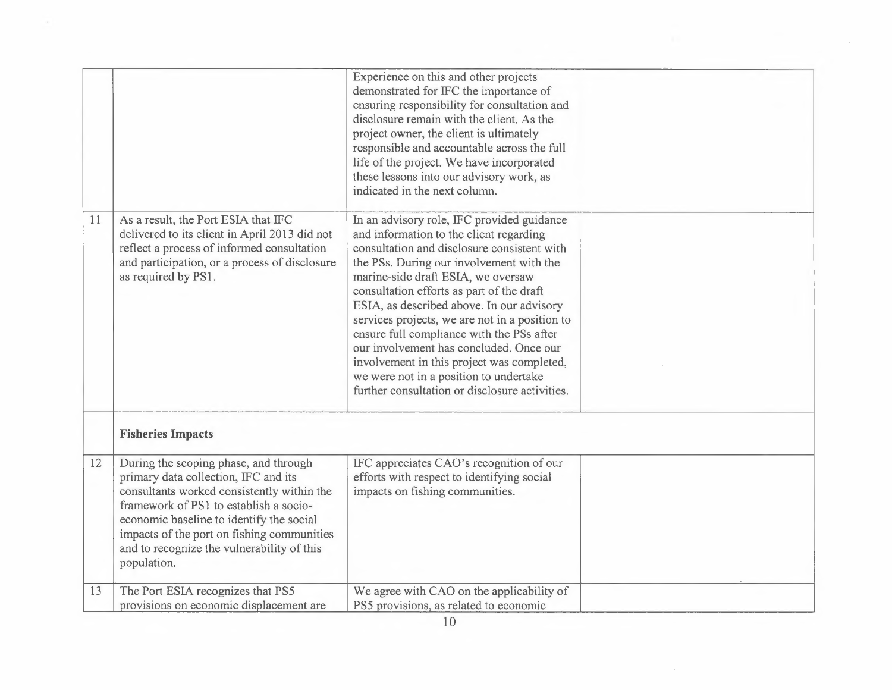| | | | |
|---|---|---|---|
| | | Experience on this and other projects demonstrated for IFC the importance of ensuring responsibility for consultation and disclosure remain with the client. As the project owner, the client is ultimately responsible and accountable across the full life of the project. We have incorporated these lessons into our advisory work, as indicated in the next column. | |
| 11 | As a result, the Port ESIA that IFC delivered to its client in April 2013 did not reflect a process of informed consultation and participation, or a process of disclosure as required by PS1. | In an advisory role, IFC provided guidance and information to the client regarding consultation and disclosure consistent with the PSs. During our involvement with the marine-side draft ESIA, we oversaw consultation efforts as part of the draft ESIA, as described above. In our advisory services projects, we are not in a position to ensure full compliance with the PSs after our involvement has concluded. Once our involvement in this project was completed, we were not in a position to undertake further consultation or disclosure activities. | |
| | **Fisheries Impacts** | | |
| 12 | During the scoping phase, and through primary data collection, IFC and its consultants worked consistently within the framework of PS1 to establish a socio-economic baseline to identify the social impacts of the port on fishing communities and to recognize the vulnerability of this population. | IFC appreciates CAO's recognition of our efforts with respect to identifying social impacts on fishing communities. | |
| 13 | The Port ESIA recognizes that PS5 provisions on economic displacement are | We agree with CAO on the applicability of PS5 provisions, as related to economic | |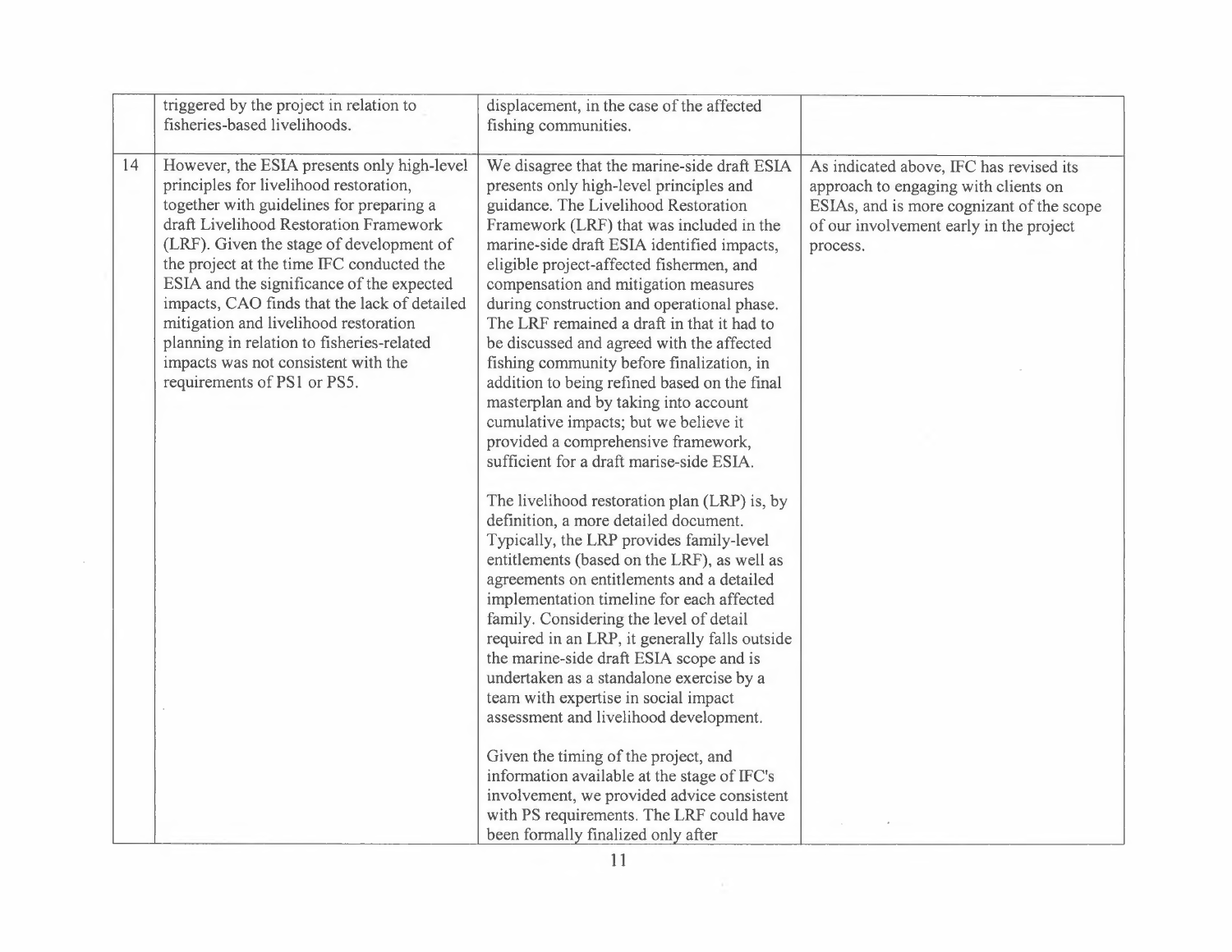| | | | |
|---|---|---|---|
| | triggered by the project in relation to fisheries-based livelihoods. | displacement, in the case of the affected fishing communities. | |
| 14 | However, the ESIA presents only high-level principles for livelihood restoration, together with guidelines for preparing a draft Livelihood Restoration Framework (LRF). Given the stage of development of the project at the time IFC conducted the ESIA and the significance of the expected impacts, CAO finds that the lack of detailed mitigation and livelihood restoration planning in relation to fisheries-related impacts was not consistent with the requirements of PS1 or PS5. | We disagree that the marine-side draft ESIA presents only high-level principles and guidance. The Livelihood Restoration Framework (LRF) that was included in the marine-side draft ESIA identified impacts, eligible project-affected fishermen, and compensation and mitigation measures during construction and operational phase. The LRF remained a draft in that it had to be discussed and agreed with the affected fishing community before finalization, in addition to being refined based on the final masterplan and by taking into account cumulative impacts; but we believe it provided a comprehensive framework, sufficient for a draft marise-side ESIA.<br><br>The livelihood restoration plan (LRP) is, by definition, a more detailed document. Typically, the LRP provides family-level entitlements (based on the LRF), as well as agreements on entitlements and a detailed implementation timeline for each affected family. Considering the level of detail required in an LRP, it generally falls outside the marine-side draft ESIA scope and is undertaken as a standalone exercise by a team with expertise in social impact assessment and livelihood development.<br><br>Given the timing of the project, and information available at the stage of IFC's involvement, we provided advice consistent with PS requirements. The LRF could have been formally finalized only after | As indicated above, IFC has revised its approach to engaging with clients on ESIAs, and is more cognizant of the scope of our involvement early in the project process. |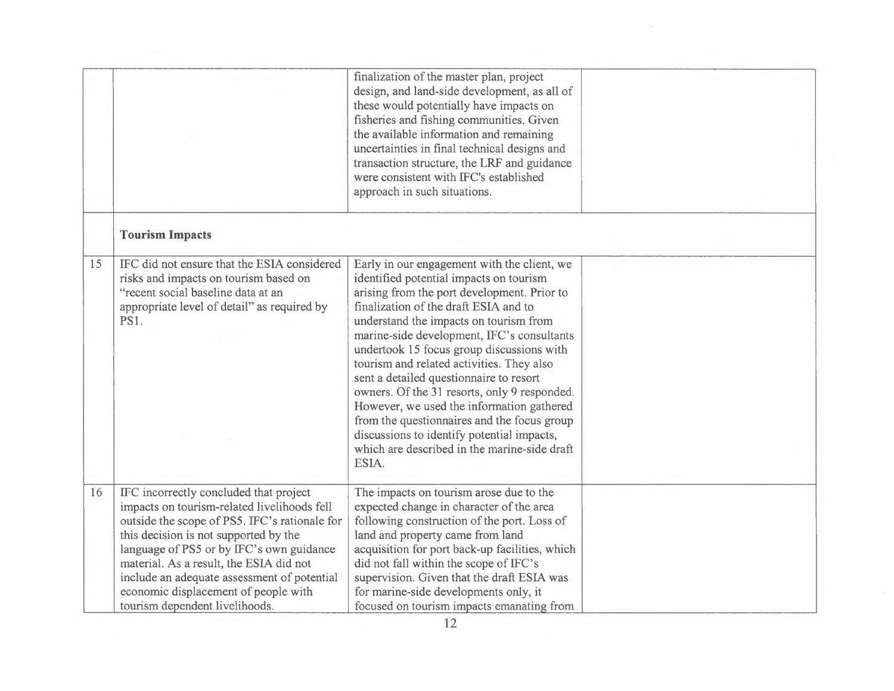| | | | |
|---|---|---|---|
| | | finalization of the master plan, project design, and land-side development, as all of these would potentially have impacts on fisheries and fishing communities. Given the available information and remaining uncertainties in final technical designs and transaction structure, the LRF and guidance were consistent with IFC's established approach in such situations. | |
| | **Tourism Impacts** | | |
| 15 | IFC did not ensure that the ESIA considered risks and impacts on tourism based on "recent social baseline data at an appropriate level of detail" as required by PS1. | Early in our engagement with the client, we identified potential impacts on tourism arising from the port development. Prior to finalization of the draft ESIA and to understand the impacts on tourism from marine-side development, IFC's consultants undertook 15 focus group discussions with tourism and related activities. They also sent a detailed questionnaire to resort owners. Of the 31 resorts, only 9 responded. However, we used the information gathered from the questionnaires and the focus group discussions to identify potential impacts, which are described in the marine-side draft ESIA. | |
| 16 | IFC incorrectly concluded that project impacts on tourism-related livelihoods fell outside the scope of PS5. IFC's rationale for this decision is not supported by the language of PS5 or by IFC's own guidance material. As a result, the ESIA did not include an adequate assessment of potential economic displacement of people with tourism dependent livelihoods. | The impacts on tourism arose due to the expected change in character of the area following construction of the port. Loss of land and property came from land acquisition for port back-up facilities, which did not fall within the scope of IFC's supervision. Given that the draft ESIA was for marine-side developments only, it focused on tourism impacts emanating from | |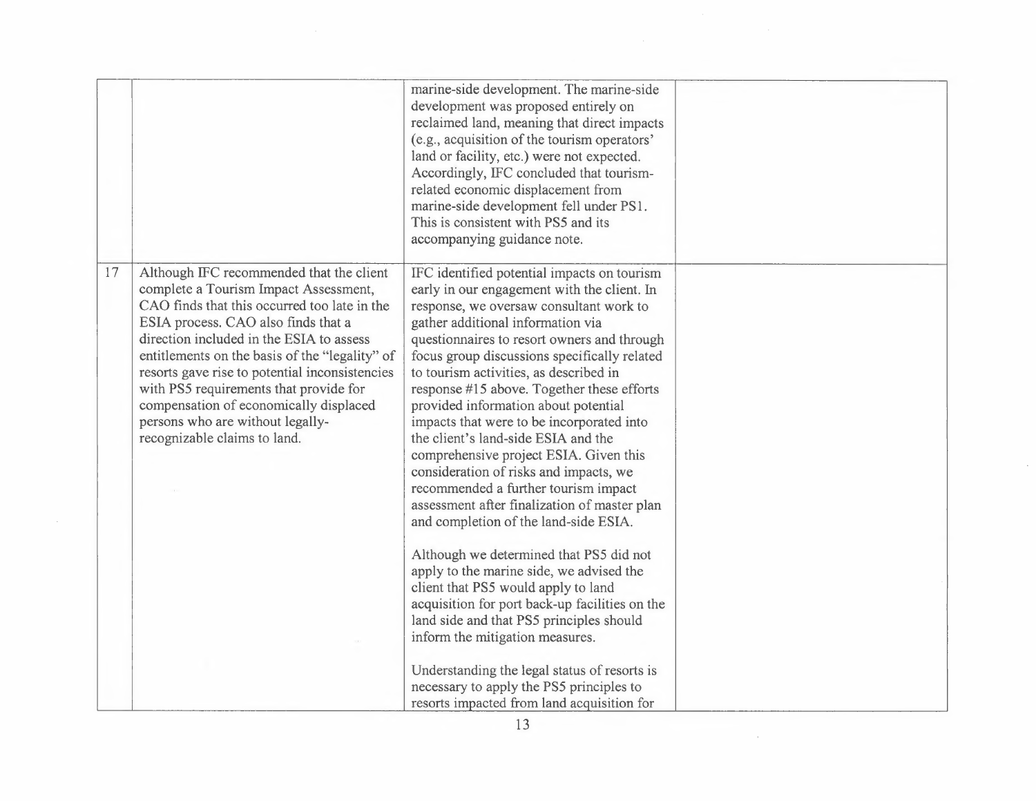| | | | |
|---|---|---|---|
| | | marine-side development. The marine-side development was proposed entirely on reclaimed land, meaning that direct impacts (e.g., acquisition of the tourism operators' land or facility, etc.) were not expected. Accordingly, IFC concluded that tourism-related economic displacement from marine-side development fell under PS1. This is consistent with PS5 and its accompanying guidance note. | |
| 17 | Although IFC recommended that the client complete a Tourism Impact Assessment, CAO finds that this occurred too late in the ESIA process. CAO also finds that a direction included in the ESIA to assess entitlements on the basis of the "legality" of resorts gave rise to potential inconsistencies with PS5 requirements that provide for compensation of economically displaced persons who are without legally-recognizable claims to land. | IFC identified potential impacts on tourism early in our engagement with the client. In response, we oversaw consultant work to gather additional information via questionnaires to resort owners and through focus group discussions specifically related to tourism activities, as described in response #15 above. Together these efforts provided information about potential impacts that were to be incorporated into the client's land-side ESIA and the comprehensive project ESIA. Given this consideration of risks and impacts, we recommended a further tourism impact assessment after finalization of master plan and completion of the land-side ESIA.<br><br>Although we determined that PS5 did not apply to the marine side, we advised the client that PS5 would apply to land acquisition for port back-up facilities on the land side and that PS5 principles should inform the mitigation measures.<br><br>Understanding the legal status of resorts is necessary to apply the PS5 principles to resorts impacted from land acquisition for | |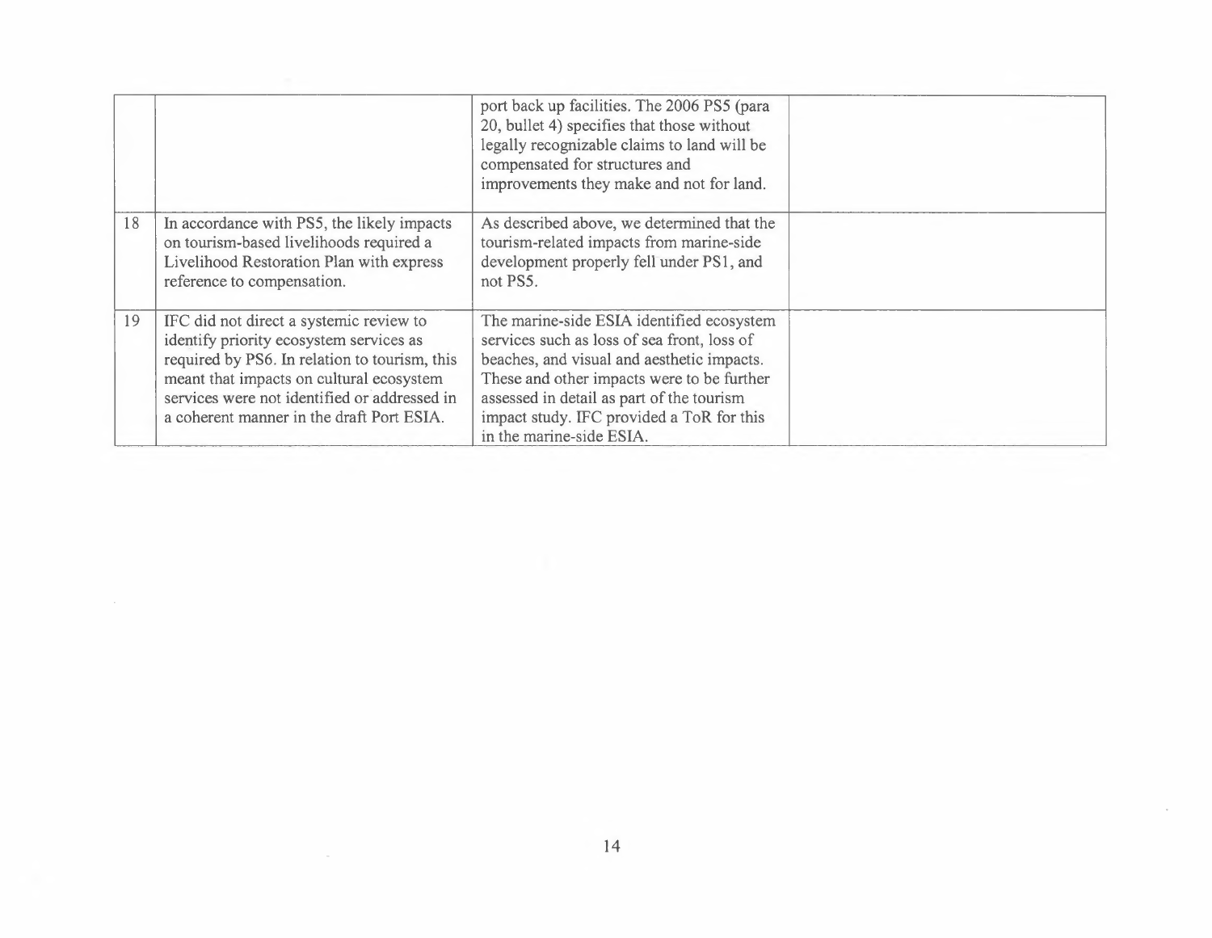| | | | |
|---|---|---|---|
| | | port back up facilities. The 2006 PS5 (para 20, bullet 4) specifies that those without legally recognizable claims to land will be compensated for structures and improvements they make and not for land. | |
| 18 | In accordance with PS5, the likely impacts on tourism-based livelihoods required a Livelihood Restoration Plan with express reference to compensation. | As described above, we determined that the tourism-related impacts from marine-side development properly fell under PS1, and not PS5. | |
| 19 | IFC did not direct a systemic review to identify priority ecosystem services as required by PS6. In relation to tourism, this meant that impacts on cultural ecosystem services were not identified or addressed in a coherent manner in the draft Port ESIA. | The marine-side ESIA identified ecosystem services such as loss of sea front, loss of beaches, and visual and aesthetic impacts. These and other impacts were to be further assessed in detail as part of the tourism impact study. IFC provided a ToR for this in the marine-side ESIA. | |